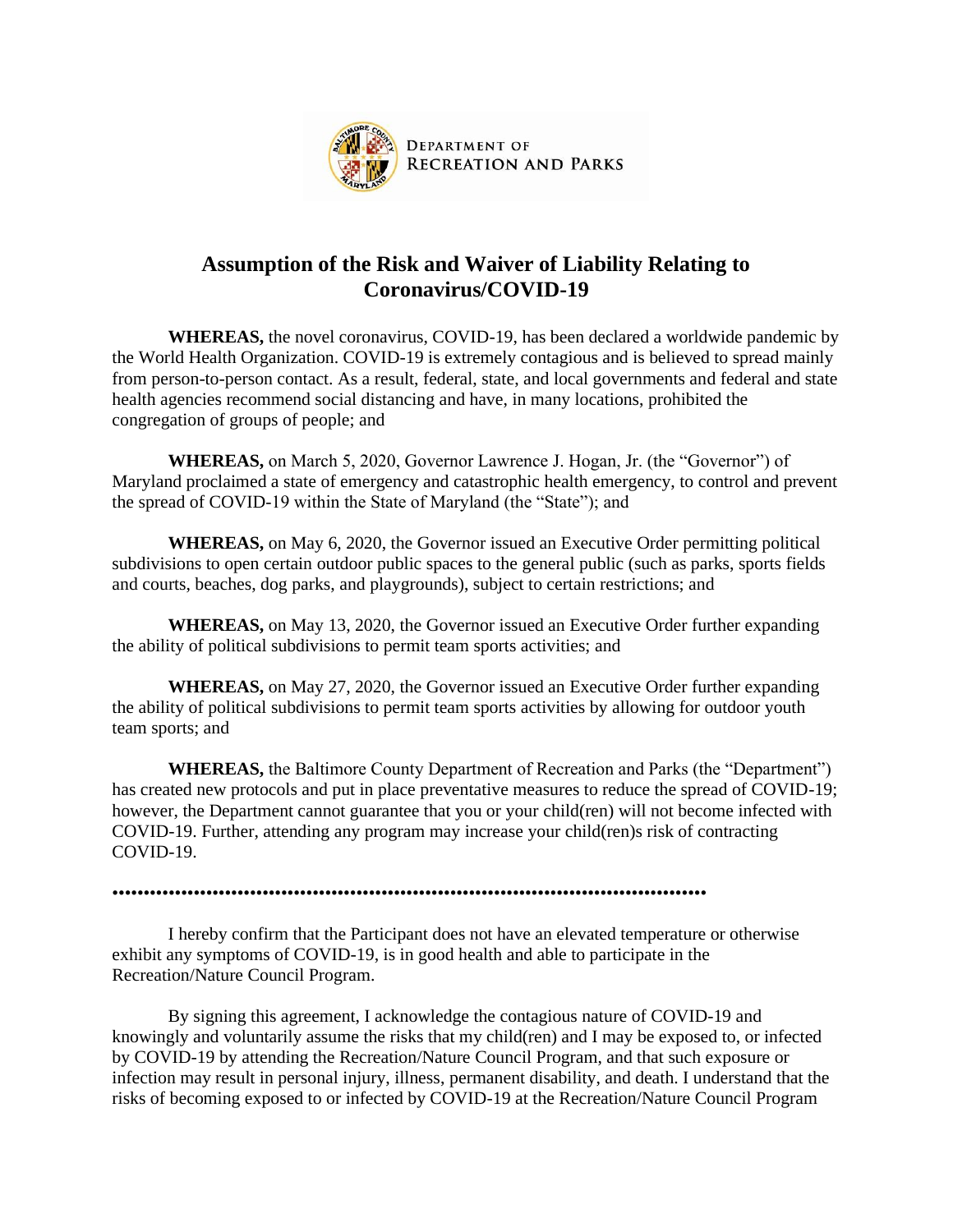DEPARTMENT OF RECREATION AND PARKS

# Assumption of the Risk and Waiver of Liability Relating to Coronavirus/COVID-19

**WHEREAS,** the novel coronavirus, COVID-19, has been declared a worldwide pandemic by the World Health Organization. COVID-19 is extremely contagious and is believed to spread mainly from person-to-person contact. As a result, federal, state, and local governments and federal and state health agencies recommend social distancing and have, in many locations, prohibited the congregation of groups of people; and

**WHEREAS,** on March 5, 2020, Governor Lawrence J. Hogan, Jr. (the "Governor") of Maryland proclaimed a state of emergency and catastrophic health emergency, to control and prevent the spread of COVID-19 within the State of Maryland (the "State"); and

**WHEREAS,** on May 6, 2020, the Governor issued an Executive Order permitting political subdivisions to open certain outdoor public spaces to the general public (such as parks, sports fields and courts, beaches, dog parks, and playgrounds), subject to certain restrictions; and

**WHEREAS,** on May 13, 2020, the Governor issued an Executive Order further expanding the ability of political subdivisions to permit team sports activities; and

**WHEREAS,** on May 27, 2020, the Governor issued an Executive Order further expanding the ability of political subdivisions to permit team sports activities by allowing for outdoor youth team sports; and

**WHEREAS,** the Baltimore County Department of Recreation and Parks (the "Department") has created new protocols and put in place preventative measures to reduce the spread of COVID-19; however, the Department cannot guarantee that you or your child(ren) will not become infected with COVID-19. Further, attending any program may increase your child(ren)s risk of contracting COVID-19.

**••••••••••••••••••••••••••••••••••••••••••••••••••••••••••••••••••••••••••••••••••••••••••••**

I hereby confirm that the Participant does not have an elevated temperature or otherwise exhibit any symptoms of COVID-19, is in good health and able to participate in the Recreation/Nature Council Program.

By signing this agreement, I acknowledge the contagious nature of COVID-19 and knowingly and voluntarily assume the risks that my child(ren) and I may be exposed to, or infected by COVID-19 by attending the Recreation/Nature Council Program, and that such exposure or infection may result in personal injury, illness, permanent disability, and death. I understand that the risks of becoming exposed to or infected by COVID-19 at the Recreation/Nature Council Program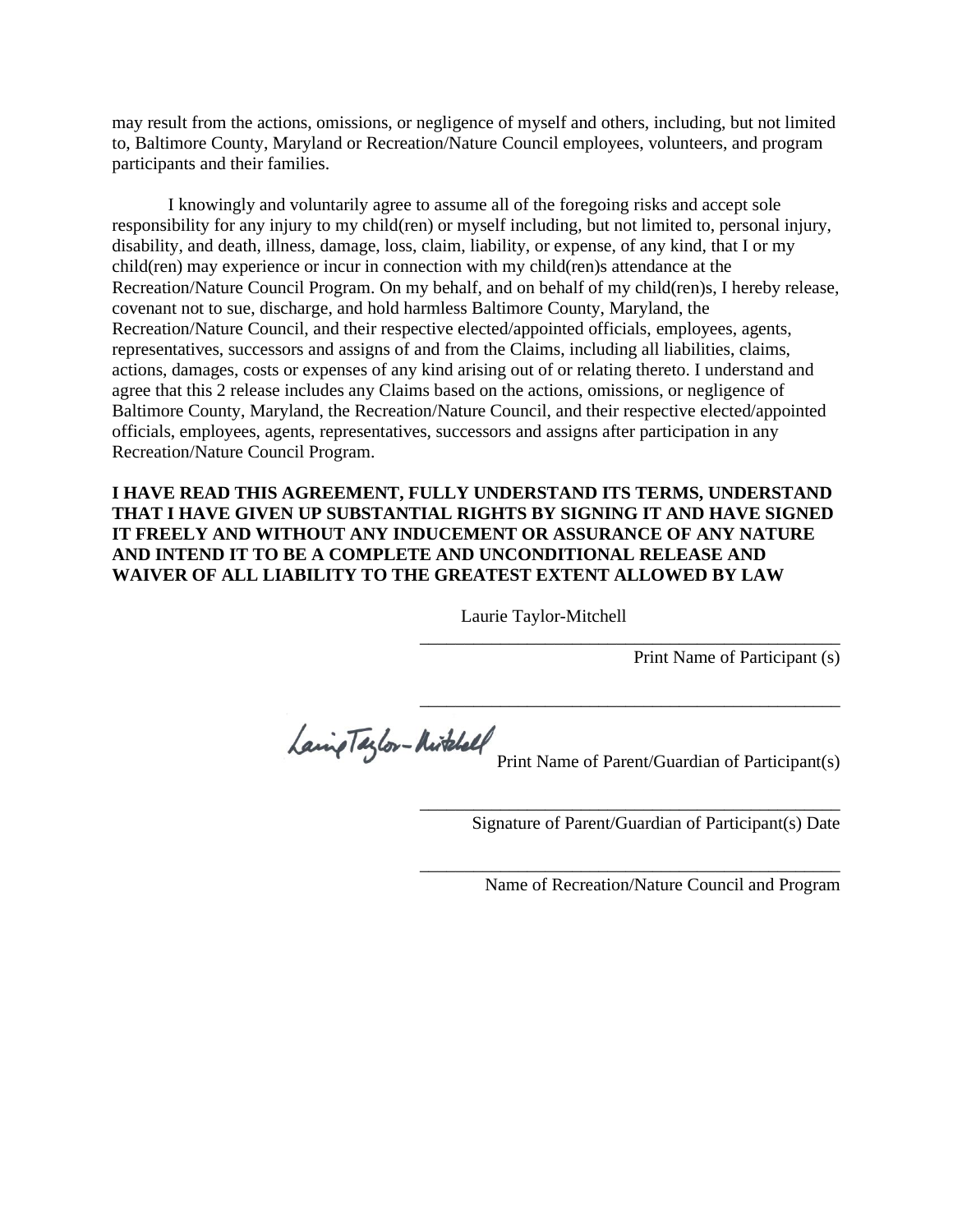may result from the actions, omissions, or negligence of myself and others, including, but not limited to, Baltimore County, Maryland or Recreation/Nature Council employees, volunteers, and program participants and their families.

I knowingly and voluntarily agree to assume all of the foregoing risks and accept sole responsibility for any injury to my child(ren) or myself including, but not limited to, personal injury, disability, and death, illness, damage, loss, claim, liability, or expense, of any kind, that I or my child(ren) may experience or incur in connection with my child(ren)s attendance at the Recreation/Nature Council Program. On my behalf, and on behalf of my child(ren)s, I hereby release, covenant not to sue, discharge, and hold harmless Baltimore County, Maryland, the Recreation/Nature Council, and their respective elected/appointed officials, employees, agents, representatives, successors and assigns of and from the Claims, including all liabilities, claims, actions, damages, costs or expenses of any kind arising out of or relating thereto. I understand and agree that this 2 release includes any Claims based on the actions, omissions, or negligence of Baltimore County, Maryland, the Recreation/Nature Council, and their respective elected/appointed officials, employees, agents, representatives, successors and assigns after participation in any Recreation/Nature Council Program.

**I HAVE READ THIS AGREEMENT, FULLY UNDERSTAND ITS TERMS, UNDERSTAND THAT I HAVE GIVEN UP SUBSTANTIAL RIGHTS BY SIGNING IT AND HAVE SIGNED IT FREELY AND WITHOUT ANY INDUCEMENT OR ASSURANCE OF ANY NATURE AND INTEND IT TO BE A COMPLETE AND UNCONDITIONAL RELEASE AND WAIVER OF ALL LIABILITY TO THE GREATEST EXTENT ALLOWED BY LAW**

Laurie Taylor-Mitchell

_________________________________________________

Print Name of Participant (s)

_________________________________________________

Laurie Taylor-Mitchell

Print Name of Parent/Guardian of Participant(s)

_________________________________________________

Signature of Parent/Guardian of Participant(s) Date

_________________________________________________

Name of Recreation/Nature Council and Program